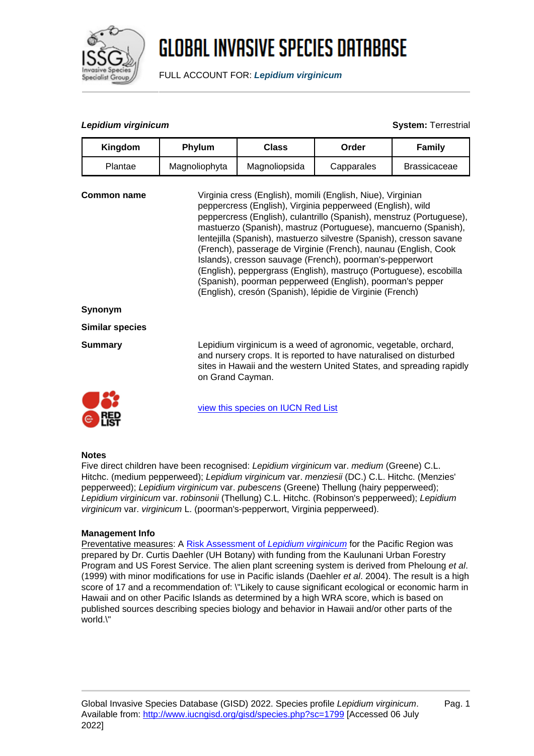# GLOBAL INVASIVE SPECIES DATABASE

FULL ACCOUNT FOR: ***Lepidium virginicum***

***Lepidium virginicum*** **System:** Terrestrial

| Kingdom | Phylum | Class | Order | Family |
|---|---|---|---|---|
| Plantae | Magnoliophyta | Magnoliopsida | Capparales | Brassicaceae |

**Common name**

Virginia cress (English), momili (English, Niue), Virginian peppercress (English), Virginia pepperweed (English), wild peppercress (English), culantrillo (Spanish), menstruz (Portuguese), mastuerzo (Spanish), mastruz (Portuguese), mancuerno (Spanish), lentejilla (Spanish), mastuerzo silvestre (Spanish), cresson savane (French), passerage de Virginie (French), naunau (English, Cook Islands), cresson sauvage (French), poorman's-pepperwort (English), peppergrass (English), mastruço (Portuguese), escobilla (Spanish), poorman pepperweed (English), poorman's pepper (English), cresón (Spanish), lépidie de Virginie (French)

**Synonym**

**Similar species**

**Summary**

Lepidium virginicum is a weed of agronomic, vegetable, orchard, and nursery crops. It is reported to have naturalised on disturbed sites in Hawaii and the western United States, and spreading rapidly on Grand Cayman.

view this species on IUCN Red List

### Notes

Five direct children have been recognised: *Lepidium virginicum* var. *medium* (Greene) C.L. Hitchc. (medium pepperweed); *Lepidium virginicum* var. *menziesii* (DC.) C.L. Hitchc. (Menzies' pepperweed); *Lepidium virginicum* var. *pubescens* (Greene) Thellung (hairy pepperweed); *Lepidium virginicum* var. *robinsonii* (Thellung) C.L. Hitchc. (Robinson's pepperweed); *Lepidium virginicum* var. *virginicum* L. (poorman's-pepperwort, Virginia pepperweed).

### Management Info

Preventative measures: A Risk Assessment of *Lepidium virginicum* for the Pacific Region was prepared by Dr. Curtis Daehler (UH Botany) with funding from the Kaulunani Urban Forestry Program and US Forest Service. The alien plant screening system is derived from Pheloung *et al*. (1999) with minor modifications for use in Pacific islands (Daehler *et al*. 2004). The result is a high score of 17 and a recommendation of: \"Likely to cause significant ecological or economic harm in Hawaii and on other Pacific Islands as determined by a high WRA score, which is based on published sources describing species biology and behavior in Hawaii and/or other parts of the world.\"

Global Invasive Species Database (GISD) 2022. Species profile *Lepidium virginicum*. Available from: http://www.iucngisd.org/gisd/species.php?sc=1799 [Accessed 06 July 2022]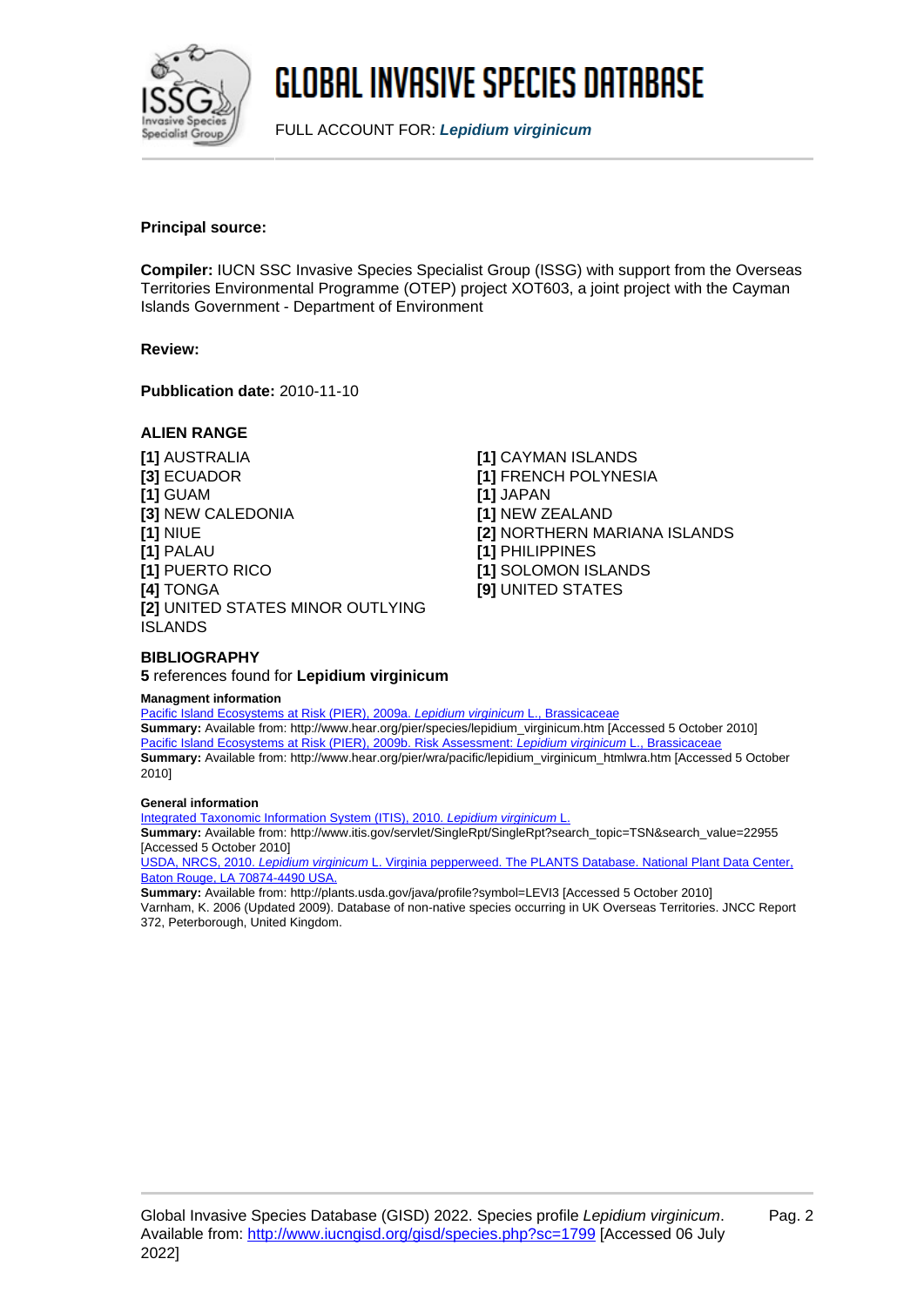**Principal source:**

**Compiler:** IUCN SSC Invasive Species Specialist Group (ISSG) with support from the Overseas Territories Environmental Programme (OTEP) project XOT603, a joint project with the Cayman Islands Government - Department of Environment

**Review:**

**Pubblication date:** 2010-11-10

## ALIEN RANGE

**[1]** AUSTRALIA
**[3]** ECUADOR
**[1]** GUAM
**[3]** NEW CALEDONIA
**[1]** NIUE
**[1]** PALAU
**[1]** PUERTO RICO
**[4]** TONGA
**[2]** UNITED STATES MINOR OUTLYING ISLANDS
**[1]** CAYMAN ISLANDS
**[1]** FRENCH POLYNESIA
**[1]** JAPAN
**[1]** NEW ZEALAND
**[2]** NORTHERN MARIANA ISLANDS
**[1]** PHILIPPINES
**[1]** SOLOMON ISLANDS
**[9]** UNITED STATES

## BIBLIOGRAPHY

**5** references found for **Lepidium virginicum**

#### Managment information

Pacific Island Ecosystems at Risk (PIER), 2009a. *Lepidium virginicum* L., Brassicaceae
**Summary:** Available from: http://www.hear.org/pier/species/lepidium_virginicum.htm [Accessed 5 October 2010]
Pacific Island Ecosystems at Risk (PIER), 2009b. Risk Assessment: *Lepidium virginicum* L., Brassicaceae
**Summary:** Available from: http://www.hear.org/pier/wra/pacific/lepidium_virginicum_htmlwra.htm [Accessed 5 October 2010]

#### General information

Integrated Taxonomic Information System (ITIS), 2010. *Lepidium virginicum* L.
**Summary:** Available from: http://www.itis.gov/servlet/SingleRpt/SingleRpt?search_topic=TSN&search_value=22955 [Accessed 5 October 2010]
USDA, NRCS, 2010. *Lepidium virginicum* L. Virginia pepperweed. The PLANTS Database. National Plant Data Center, Baton Rouge, LA 70874-4490 USA.
**Summary:** Available from: http://plants.usda.gov/java/profile?symbol=LEVI3 [Accessed 5 October 2010]
Varnham, K. 2006 (Updated 2009). Database of non-native species occurring in UK Overseas Territories. JNCC Report 372, Peterborough, United Kingdom.